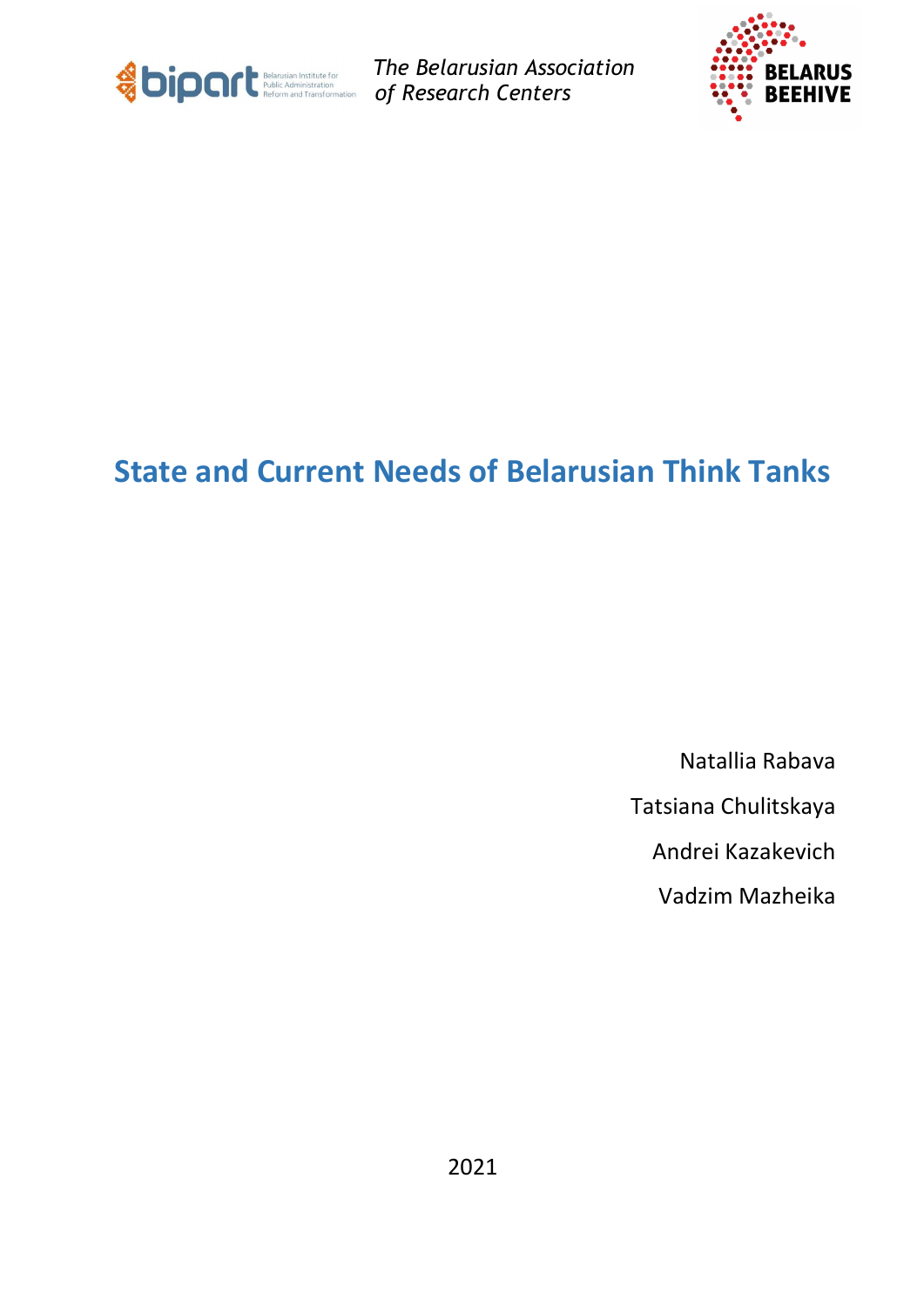*The Belarusian Association of Research Centers*

# State and Current Needs of Belarusian Think Tanks

Natallia Rabava

Tatsiana Chulitskaya

Andrei Kazakevich

Vadzim Mazheika

2021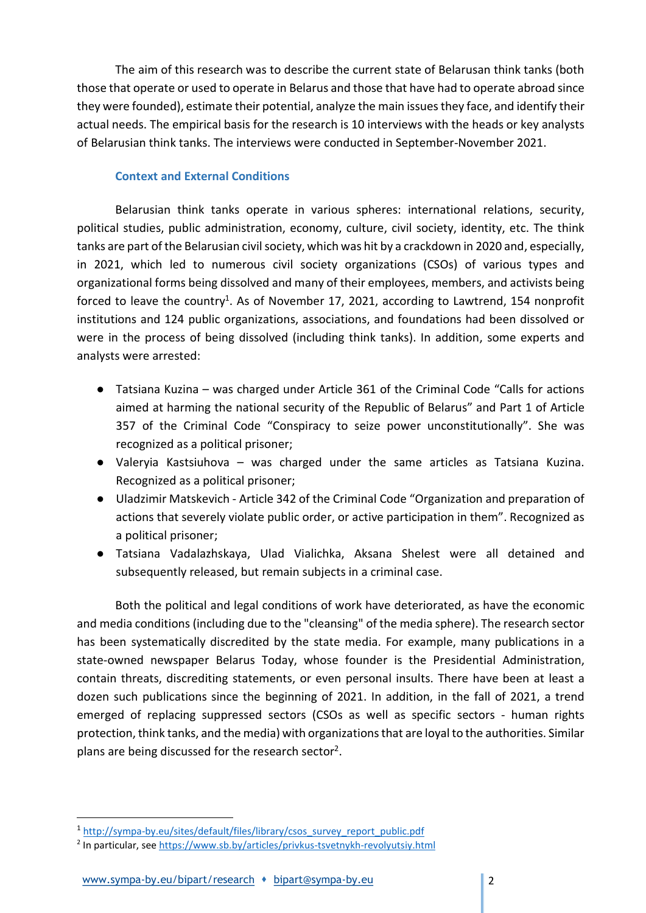The aim of this research was to describe the current state of Belarusan think tanks (both those that operate or used to operate in Belarus and those that have had to operate abroad since they were founded), estimate their potential, analyze the main issues they face, and identify their actual needs. The empirical basis for the research is 10 interviews with the heads or key analysts of Belarusian think tanks. The interviews were conducted in September-November 2021.

## Context and External Conditions

Belarusian think tanks operate in various spheres: international relations, security, political studies, public administration, economy, culture, civil society, identity, etc. The think tanks are part of the Belarusian civil society, which was hit by a crackdown in 2020 and, especially, in 2021, which led to numerous civil society organizations (CSOs) of various types and organizational forms being dissolved and many of their employees, members, and activists being forced to leave the country[1]. As of November 17, 2021, according to Lawtrend, 154 nonprofit institutions and 124 public organizations, associations, and foundations had been dissolved or were in the process of being dissolved (including think tanks). In addition, some experts and analysts were arrested:

- Tatsiana Kuzina – was charged under Article 361 of the Criminal Code "Calls for actions aimed at harming the national security of the Republic of Belarus" and Part 1 of Article 357 of the Criminal Code "Conspiracy to seize power unconstitutionally". She was recognized as a political prisoner;
- Valeryia Kastsiuhova – was charged under the same articles as Tatsiana Kuzina. Recognized as a political prisoner;
- Uladzimir Matskevich - Article 342 of the Criminal Code "Organization and preparation of actions that severely violate public order, or active participation in them". Recognized as a political prisoner;
- Tatsiana Vadalazhskaya, Ulad Vialichka, Aksana Shelest were all detained and subsequently released, but remain subjects in a criminal case.

Both the political and legal conditions of work have deteriorated, as have the economic and media conditions (including due to the "cleansing" of the media sphere). The research sector has been systematically discredited by the state media. For example, many publications in a state-owned newspaper Belarus Today, whose founder is the Presidential Administration, contain threats, discrediting statements, or even personal insults. There have been at least a dozen such publications since the beginning of 2021. In addition, in the fall of 2021, a trend emerged of replacing suppressed sectors (CSOs as well as specific sectors - human rights protection, think tanks, and the media) with organizations that are loyal to the authorities. Similar plans are being discussed for the research sector[2].

---

[1] http://sympa-by.eu/sites/default/files/library/csos_survey_report_public.pdf

[2] In particular, see https://www.sb.by/articles/privkus-tsvetnykh-revolyutsiy.html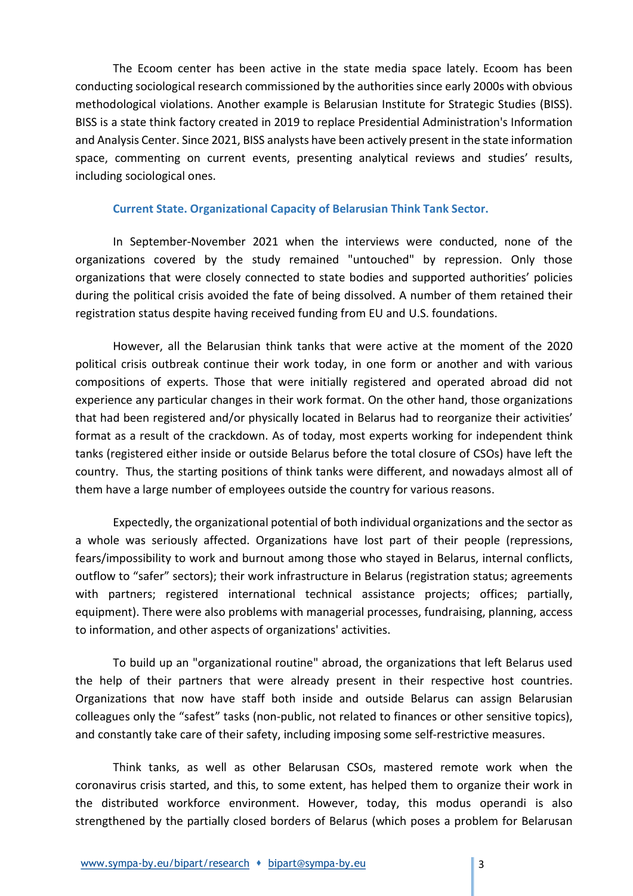The Ecoom center has been active in the state media space lately. Ecoom has been conducting sociological research commissioned by the authorities since early 2000s with obvious methodological violations. Another example is Belarusian Institute for Strategic Studies (BISS). BISS is a state think factory created in 2019 to replace Presidential Administration's Information and Analysis Center. Since 2021, BISS analysts have been actively present in the state information space, commenting on current events, presenting analytical reviews and studies' results, including sociological ones.

### Current State. Organizational Capacity of Belarusian Think Tank Sector.

In September-November 2021 when the interviews were conducted, none of the organizations covered by the study remained "untouched" by repression. Only those organizations that were closely connected to state bodies and supported authorities' policies during the political crisis avoided the fate of being dissolved. A number of them retained their registration status despite having received funding from EU and U.S. foundations.

However, all the Belarusian think tanks that were active at the moment of the 2020 political crisis outbreak continue their work today, in one form or another and with various compositions of experts. Those that were initially registered and operated abroad did not experience any particular changes in their work format. On the other hand, those organizations that had been registered and/or physically located in Belarus had to reorganize their activities' format as a result of the crackdown. As of today, most experts working for independent think tanks (registered either inside or outside Belarus before the total closure of CSOs) have left the country. Thus, the starting positions of think tanks were different, and nowadays almost all of them have a large number of employees outside the country for various reasons.

Expectedly, the organizational potential of both individual organizations and the sector as a whole was seriously affected. Organizations have lost part of their people (repressions, fears/impossibility to work and burnout among those who stayed in Belarus, internal conflicts, outflow to "safer" sectors); their work infrastructure in Belarus (registration status; agreements with partners; registered international technical assistance projects; offices; partially, equipment). There were also problems with managerial processes, fundraising, planning, access to information, and other aspects of organizations' activities.

To build up an "organizational routine" abroad, the organizations that left Belarus used the help of their partners that were already present in their respective host countries. Organizations that now have staff both inside and outside Belarus can assign Belarusian colleagues only the "safest" tasks (non-public, not related to finances or other sensitive topics), and constantly take care of their safety, including imposing some self-restrictive measures.

Think tanks, as well as other Belarusan CSOs, mastered remote work when the coronavirus crisis started, and this, to some extent, has helped them to organize their work in the distributed workforce environment. However, today, this modus operandi is also strengthened by the partially closed borders of Belarus (which poses a problem for Belarusan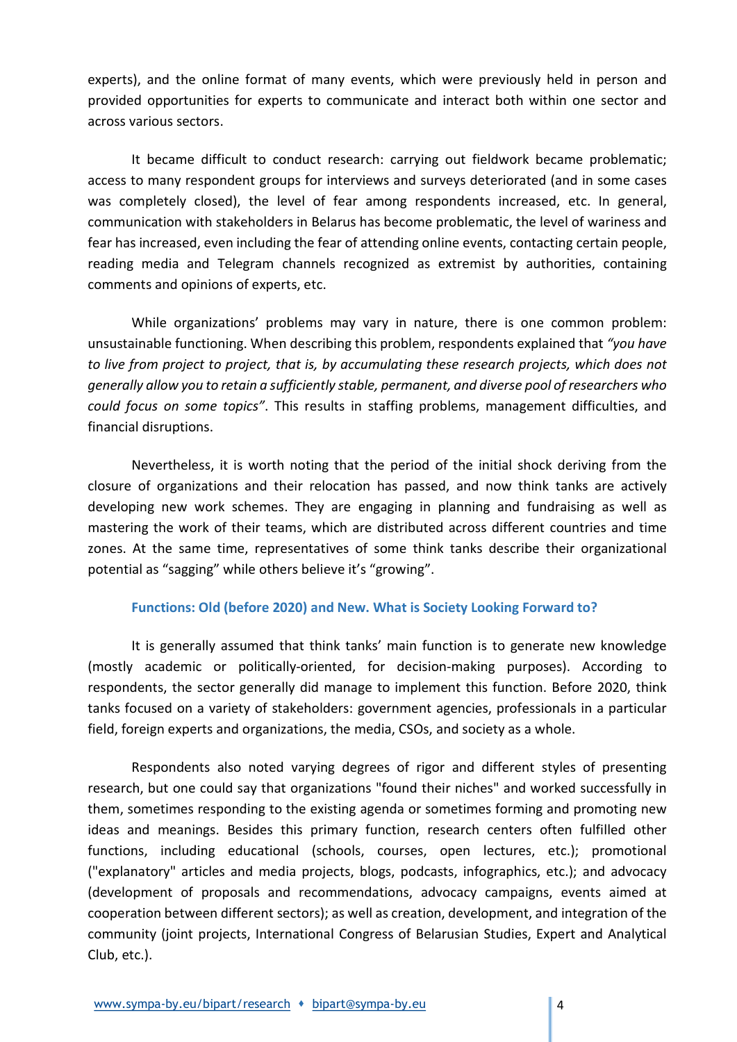experts), and the online format of many events, which were previously held in person and provided opportunities for experts to communicate and interact both within one sector and across various sectors.

It became difficult to conduct research: carrying out fieldwork became problematic; access to many respondent groups for interviews and surveys deteriorated (and in some cases was completely closed), the level of fear among respondents increased, etc. In general, communication with stakeholders in Belarus has become problematic, the level of wariness and fear has increased, even including the fear of attending online events, contacting certain people, reading media and Telegram channels recognized as extremist by authorities, containing comments and opinions of experts, etc.

While organizations' problems may vary in nature, there is one common problem: unsustainable functioning. When describing this problem, respondents explained that *"you have to live from project to project, that is, by accumulating these research projects, which does not generally allow you to retain a sufficiently stable, permanent, and diverse pool of researchers who could focus on some topics"*. This results in staffing problems, management difficulties, and financial disruptions.

Nevertheless, it is worth noting that the period of the initial shock deriving from the closure of organizations and their relocation has passed, and now think tanks are actively developing new work schemes. They are engaging in planning and fundraising as well as mastering the work of their teams, which are distributed across different countries and time zones. At the same time, representatives of some think tanks describe their organizational potential as "sagging" while others believe it's "growing".

### Functions: Old (before 2020) and New. What is Society Looking Forward to?

It is generally assumed that think tanks' main function is to generate new knowledge (mostly academic or politically-oriented, for decision-making purposes). According to respondents, the sector generally did manage to implement this function. Before 2020, think tanks focused on a variety of stakeholders: government agencies, professionals in a particular field, foreign experts and organizations, the media, CSOs, and society as a whole.

Respondents also noted varying degrees of rigor and different styles of presenting research, but one could say that organizations "found their niches" and worked successfully in them, sometimes responding to the existing agenda or sometimes forming and promoting new ideas and meanings. Besides this primary function, research centers often fulfilled other functions, including educational (schools, courses, open lectures, etc.); promotional ("explanatory" articles and media projects, blogs, podcasts, infographics, etc.); and advocacy (development of proposals and recommendations, advocacy campaigns, events aimed at cooperation between different sectors); as well as creation, development, and integration of the community (joint projects, International Congress of Belarusian Studies, Expert and Analytical Club, etc.).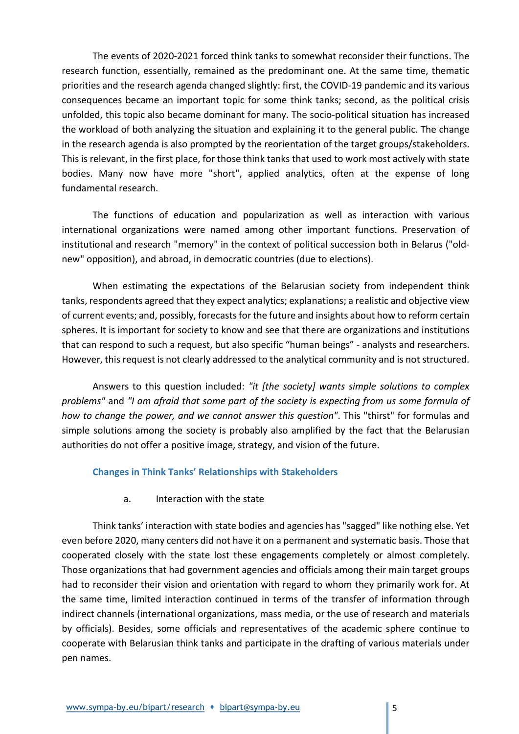The events of 2020-2021 forced think tanks to somewhat reconsider their functions. The research function, essentially, remained as the predominant one. At the same time, thematic priorities and the research agenda changed slightly: first, the COVID-19 pandemic and its various consequences became an important topic for some think tanks; second, as the political crisis unfolded, this topic also became dominant for many. The socio-political situation has increased the workload of both analyzing the situation and explaining it to the general public. The change in the research agenda is also prompted by the reorientation of the target groups/stakeholders. This is relevant, in the first place, for those think tanks that used to work most actively with state bodies. Many now have more "short", applied analytics, often at the expense of long fundamental research.

The functions of education and popularization as well as interaction with various international organizations were named among other important functions. Preservation of institutional and research "memory" in the context of political succession both in Belarus ("old-new" opposition), and abroad, in democratic countries (due to elections).

When estimating the expectations of the Belarusian society from independent think tanks, respondents agreed that they expect analytics; explanations; a realistic and objective view of current events; and, possibly, forecasts for the future and insights about how to reform certain spheres. It is important for society to know and see that there are organizations and institutions that can respond to such a request, but also specific "human beings" - analysts and researchers. However, this request is not clearly addressed to the analytical community and is not structured.

Answers to this question included: *"it [the society] wants simple solutions to complex problems"* and *"I am afraid that some part of the society is expecting from us some formula of how to change the power, and we cannot answer this question"*. This "thirst" for formulas and simple solutions among the society is probably also amplified by the fact that the Belarusian authorities do not offer a positive image, strategy, and vision of the future.

## Changes in Think Tanks' Relationships with Stakeholders

a. Interaction with the state

Think tanks' interaction with state bodies and agencies has "sagged" like nothing else. Yet even before 2020, many centers did not have it on a permanent and systematic basis. Those that cooperated closely with the state lost these engagements completely or almost completely. Those organizations that had government agencies and officials among their main target groups had to reconsider their vision and orientation with regard to whom they primarily work for. At the same time, limited interaction continued in terms of the transfer of information through indirect channels (international organizations, mass media, or the use of research and materials by officials). Besides, some officials and representatives of the academic sphere continue to cooperate with Belarusian think tanks and participate in the drafting of various materials under pen names.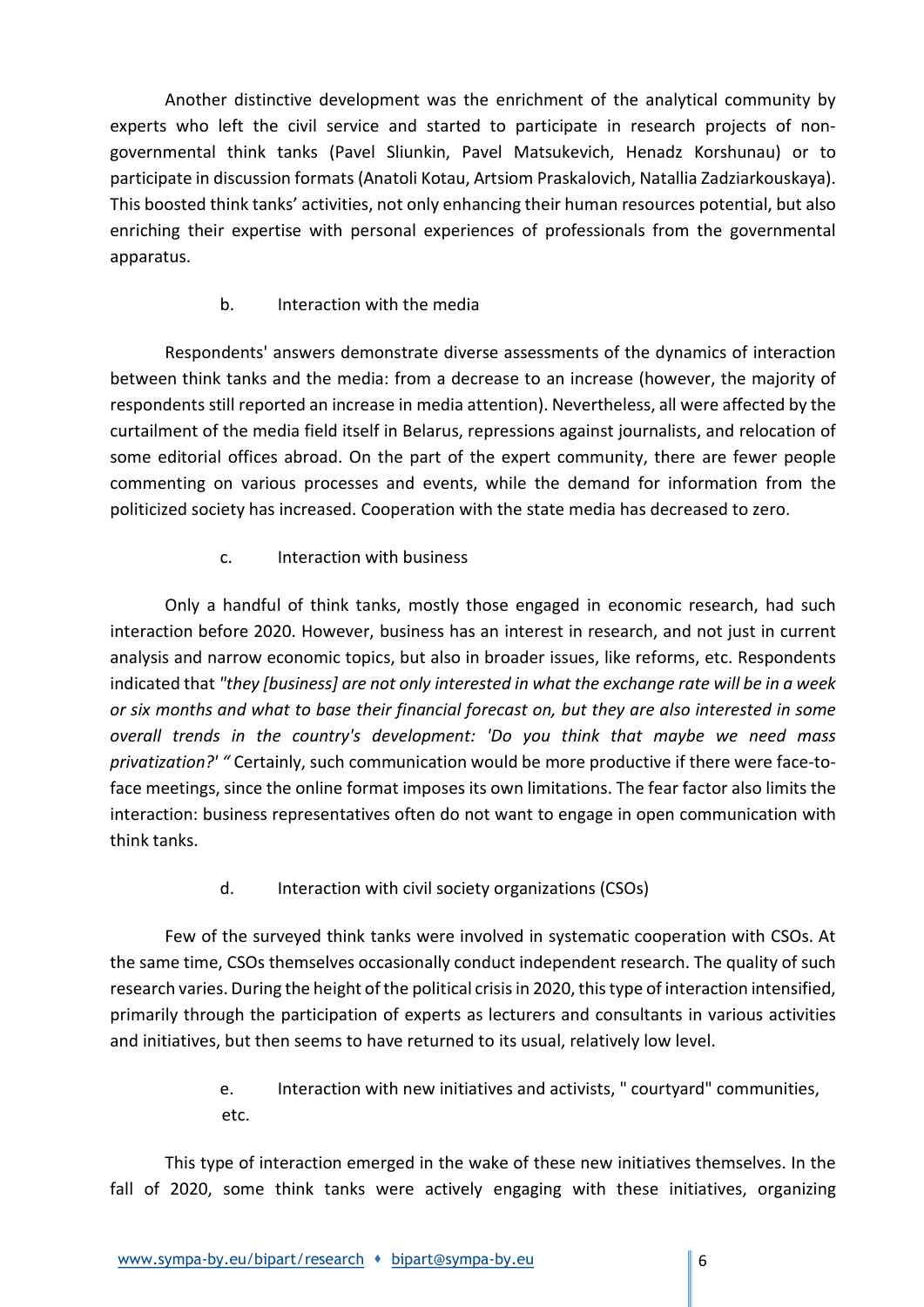Another distinctive development was the enrichment of the analytical community by experts who left the civil service and started to participate in research projects of non-governmental think tanks (Pavel Sliunkin, Pavel Matsukevich, Henadz Korshunau) or to participate in discussion formats (Anatoli Kotau, Artsiom Praskalovich, Natallia Zadziarkouskaya). This boosted think tanks' activities, not only enhancing their human resources potential, but also enriching their expertise with personal experiences of professionals from the governmental apparatus.

### b. Interaction with the media

Respondents' answers demonstrate diverse assessments of the dynamics of interaction between think tanks and the media: from a decrease to an increase (however, the majority of respondents still reported an increase in media attention). Nevertheless, all were affected by the curtailment of the media field itself in Belarus, repressions against journalists, and relocation of some editorial offices abroad. On the part of the expert community, there are fewer people commenting on various processes and events, while the demand for information from the politicized society has increased. Cooperation with the state media has decreased to zero.

### c. Interaction with business

Only a handful of think tanks, mostly those engaged in economic research, had such interaction before 2020. However, business has an interest in research, and not just in current analysis and narrow economic topics, but also in broader issues, like reforms, etc. Respondents indicated that *"they [business] are not only interested in what the exchange rate will be in a week or six months and what to base their financial forecast on, but they are also interested in some overall trends in the country's development: 'Do you think that maybe we need mass privatization?' "* Certainly, such communication would be more productive if there were face-to-face meetings, since the online format imposes its own limitations. The fear factor also limits the interaction: business representatives often do not want to engage in open communication with think tanks.

### d. Interaction with civil society organizations (CSOs)

Few of the surveyed think tanks were involved in systematic cooperation with CSOs. At the same time, CSOs themselves occasionally conduct independent research. The quality of such research varies. During the height of the political crisis in 2020, this type of interaction intensified, primarily through the participation of experts as lecturers and consultants in various activities and initiatives, but then seems to have returned to its usual, relatively low level.

### e. Interaction with new initiatives and activists, " courtyard" communities, etc.

This type of interaction emerged in the wake of these new initiatives themselves. In the fall of 2020, some think tanks were actively engaging with these initiatives, organizing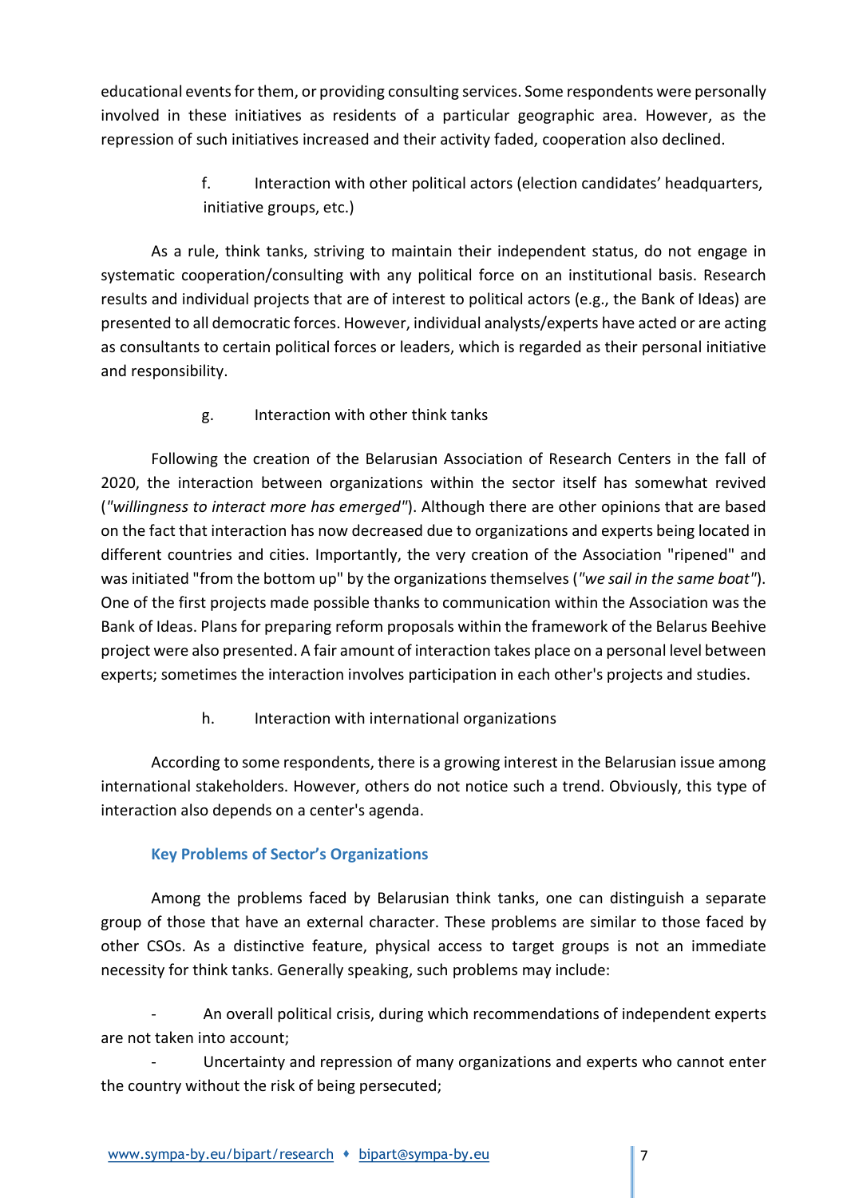educational events for them, or providing consulting services. Some respondents were personally involved in these initiatives as residents of a particular geographic area. However, as the repression of such initiatives increased and their activity faded, cooperation also declined.

f. Interaction with other political actors (election candidates' headquarters, initiative groups, etc.)

As a rule, think tanks, striving to maintain their independent status, do not engage in systematic cooperation/consulting with any political force on an institutional basis. Research results and individual projects that are of interest to political actors (e.g., the Bank of Ideas) are presented to all democratic forces. However, individual analysts/experts have acted or are acting as consultants to certain political forces or leaders, which is regarded as their personal initiative and responsibility.

g. Interaction with other think tanks

Following the creation of the Belarusian Association of Research Centers in the fall of 2020, the interaction between organizations within the sector itself has somewhat revived (*"willingness to interact more has emerged"*). Although there are other opinions that are based on the fact that interaction has now decreased due to organizations and experts being located in different countries and cities. Importantly, the very creation of the Association "ripened" and was initiated "from the bottom up" by the organizations themselves (*"we sail in the same boat"*). One of the first projects made possible thanks to communication within the Association was the Bank of Ideas. Plans for preparing reform proposals within the framework of the Belarus Beehive project were also presented. A fair amount of interaction takes place on a personal level between experts; sometimes the interaction involves participation in each other's projects and studies.

h. Interaction with international organizations

According to some respondents, there is a growing interest in the Belarusian issue among international stakeholders. However, others do not notice such a trend. Obviously, this type of interaction also depends on a center's agenda.

### Key Problems of Sector's Organizations

Among the problems faced by Belarusian think tanks, one can distinguish a separate group of those that have an external character. These problems are similar to those faced by other CSOs. As a distinctive feature, physical access to target groups is not an immediate necessity for think tanks. Generally speaking, such problems may include:

- An overall political crisis, during which recommendations of independent experts are not taken into account;
- Uncertainty and repression of many organizations and experts who cannot enter the country without the risk of being persecuted;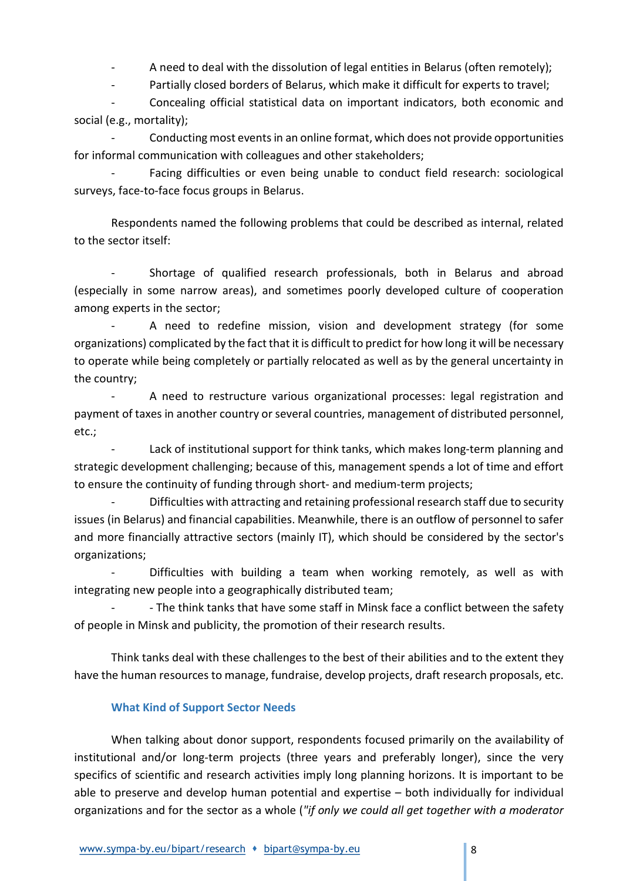- A need to deal with the dissolution of legal entities in Belarus (often remotely);
- Partially closed borders of Belarus, which make it difficult for experts to travel;
- Concealing official statistical data on important indicators, both economic and social (e.g., mortality);
- Conducting most events in an online format, which does not provide opportunities for informal communication with colleagues and other stakeholders;
- Facing difficulties or even being unable to conduct field research: sociological surveys, face-to-face focus groups in Belarus.

Respondents named the following problems that could be described as internal, related to the sector itself:

- Shortage of qualified research professionals, both in Belarus and abroad (especially in some narrow areas), and sometimes poorly developed culture of cooperation among experts in the sector;
- A need to redefine mission, vision and development strategy (for some organizations) complicated by the fact that it is difficult to predict for how long it will be necessary to operate while being completely or partially relocated as well as by the general uncertainty in the country;
- A need to restructure various organizational processes: legal registration and payment of taxes in another country or several countries, management of distributed personnel, etc.;
- Lack of institutional support for think tanks, which makes long-term planning and strategic development challenging; because of this, management spends a lot of time and effort to ensure the continuity of funding through short- and medium-term projects;
- Difficulties with attracting and retaining professional research staff due to security issues (in Belarus) and financial capabilities. Meanwhile, there is an outflow of personnel to safer and more financially attractive sectors (mainly IT), which should be considered by the sector's organizations;
- Difficulties with building a team when working remotely, as well as with integrating new people into a geographically distributed team;
- - The think tanks that have some staff in Minsk face a conflict between the safety of people in Minsk and publicity, the promotion of their research results.

Think tanks deal with these challenges to the best of their abilities and to the extent they have the human resources to manage, fundraise, develop projects, draft research proposals, etc.

### What Kind of Support Sector Needs

When talking about donor support, respondents focused primarily on the availability of institutional and/or long-term projects (three years and preferably longer), since the very specifics of scientific and research activities imply long planning horizons. It is important to be able to preserve and develop human potential and expertise – both individually for individual organizations and for the sector as a whole (*"if only we could all get together with a moderator*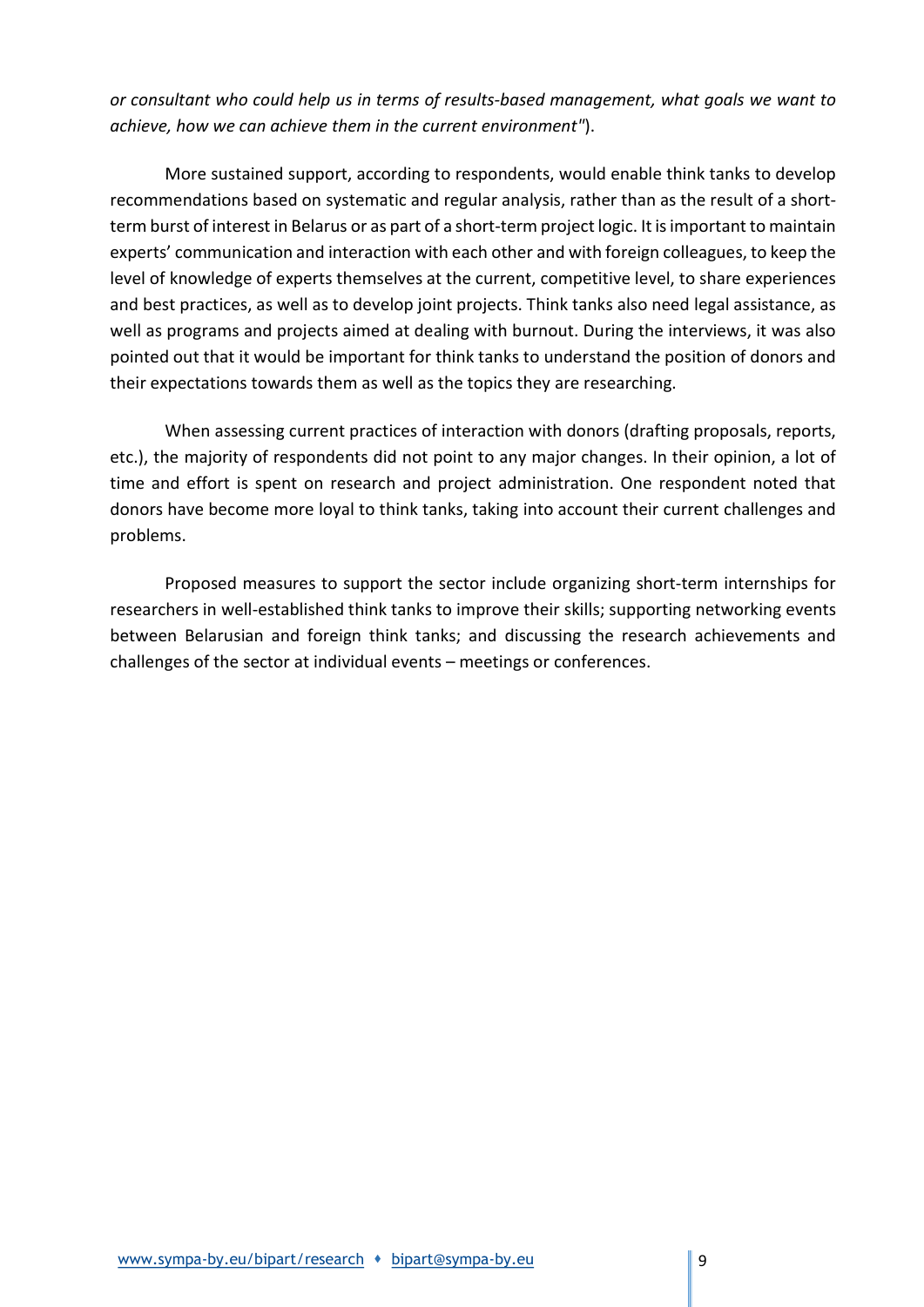*or consultant who could help us in terms of results-based management, what goals we want to achieve, how we can achieve them in the current environment"*).

More sustained support, according to respondents, would enable think tanks to develop recommendations based on systematic and regular analysis, rather than as the result of a short-term burst of interest in Belarus or as part of a short-term project logic. It is important to maintain experts' communication and interaction with each other and with foreign colleagues, to keep the level of knowledge of experts themselves at the current, competitive level, to share experiences and best practices, as well as to develop joint projects. Think tanks also need legal assistance, as well as programs and projects aimed at dealing with burnout. During the interviews, it was also pointed out that it would be important for think tanks to understand the position of donors and their expectations towards them as well as the topics they are researching.

When assessing current practices of interaction with donors (drafting proposals, reports, etc.), the majority of respondents did not point to any major changes. In their opinion, a lot of time and effort is spent on research and project administration. One respondent noted that donors have become more loyal to think tanks, taking into account their current challenges and problems.

Proposed measures to support the sector include organizing short-term internships for researchers in well-established think tanks to improve their skills; supporting networking events between Belarusian and foreign think tanks; and discussing the research achievements and challenges of the sector at individual events – meetings or conferences.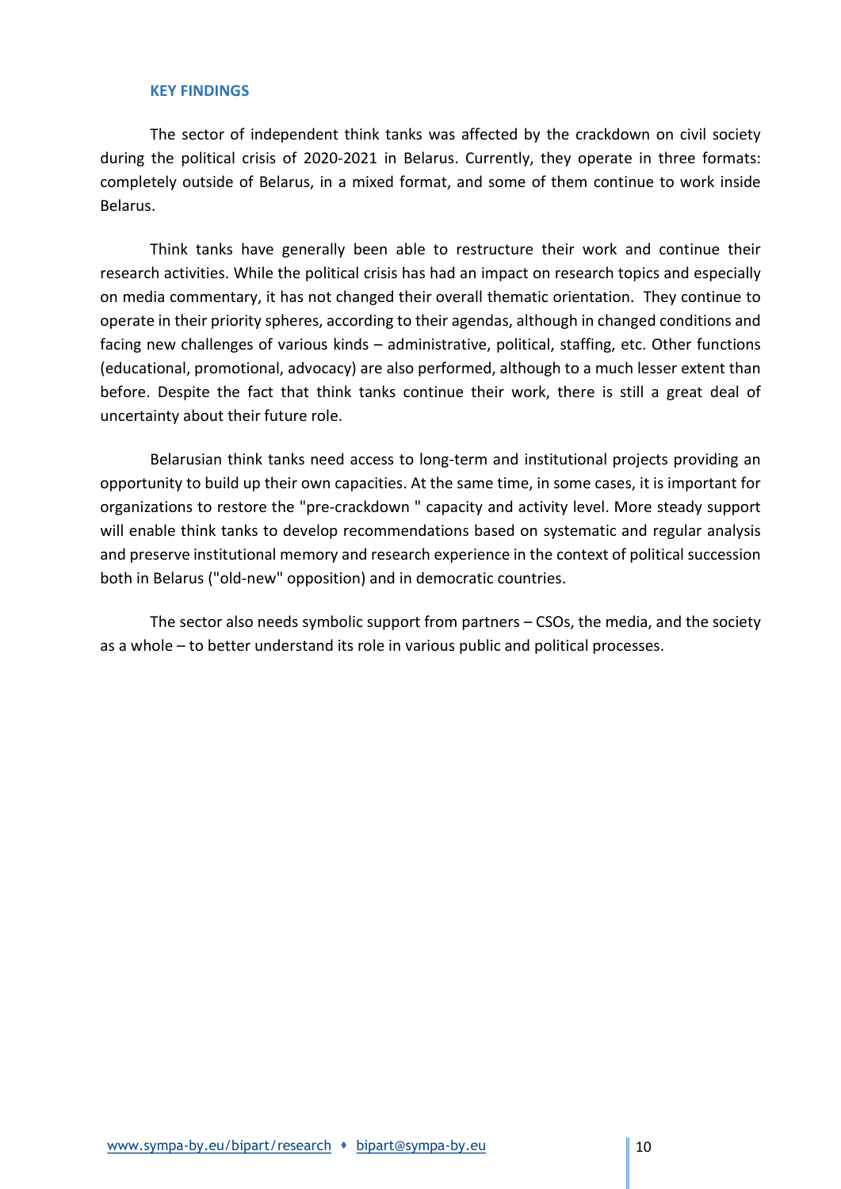## KEY FINDINGS

The sector of independent think tanks was affected by the crackdown on civil society during the political crisis of 2020-2021 in Belarus. Currently, they operate in three formats: completely outside of Belarus, in a mixed format, and some of them continue to work inside Belarus.

Think tanks have generally been able to restructure their work and continue their research activities. While the political crisis has had an impact on research topics and especially on media commentary, it has not changed their overall thematic orientation. They continue to operate in their priority spheres, according to their agendas, although in changed conditions and facing new challenges of various kinds – administrative, political, staffing, etc. Other functions (educational, promotional, advocacy) are also performed, although to a much lesser extent than before. Despite the fact that think tanks continue their work, there is still a great deal of uncertainty about their future role.

Belarusian think tanks need access to long-term and institutional projects providing an opportunity to build up their own capacities. At the same time, in some cases, it is important for organizations to restore the "pre-crackdown " capacity and activity level. More steady support will enable think tanks to develop recommendations based on systematic and regular analysis and preserve institutional memory and research experience in the context of political succession both in Belarus ("old-new" opposition) and in democratic countries.

The sector also needs symbolic support from partners – CSOs, the media, and the society as a whole – to better understand its role in various public and political processes.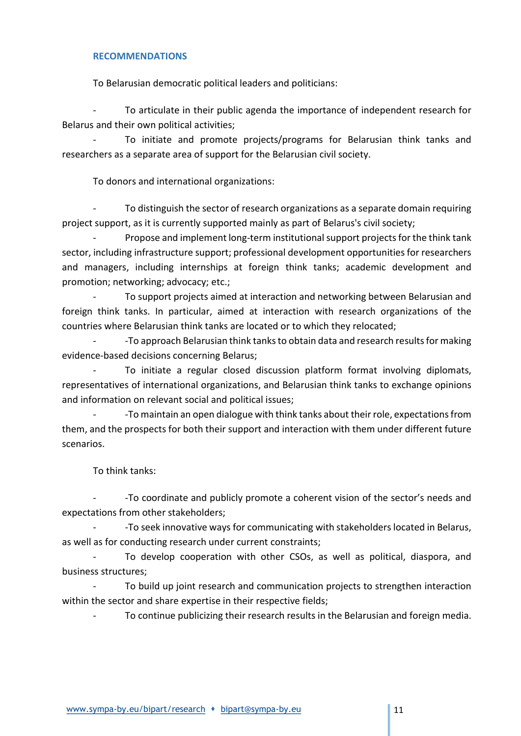## RECOMMENDATIONS

To Belarusian democratic political leaders and politicians:

- To articulate in their public agenda the importance of independent research for Belarus and their own political activities;
- To initiate and promote projects/programs for Belarusian think tanks and researchers as a separate area of support for the Belarusian civil society.

To donors and international organizations:

- To distinguish the sector of research organizations as a separate domain requiring project support, as it is currently supported mainly as part of Belarus's civil society;
- Propose and implement long-term institutional support projects for the think tank sector, including infrastructure support; professional development opportunities for researchers and managers, including internships at foreign think tanks; academic development and promotion; networking; advocacy; etc.;
- To support projects aimed at interaction and networking between Belarusian and foreign think tanks. In particular, aimed at interaction with research organizations of the countries where Belarusian think tanks are located or to which they relocated;
- -To approach Belarusian think tanks to obtain data and research results for making evidence-based decisions concerning Belarus;
- To initiate a regular closed discussion platform format involving diplomats, representatives of international organizations, and Belarusian think tanks to exchange opinions and information on relevant social and political issues;
- -To maintain an open dialogue with think tanks about their role, expectations from them, and the prospects for both their support and interaction with them under different future scenarios.

To think tanks:

- -To coordinate and publicly promote a coherent vision of the sector's needs and expectations from other stakeholders;
- -To seek innovative ways for communicating with stakeholders located in Belarus, as well as for conducting research under current constraints;
- To develop cooperation with other CSOs, as well as political, diaspora, and business structures;
- To build up joint research and communication projects to strengthen interaction within the sector and share expertise in their respective fields;
- To continue publicizing their research results in the Belarusian and foreign media.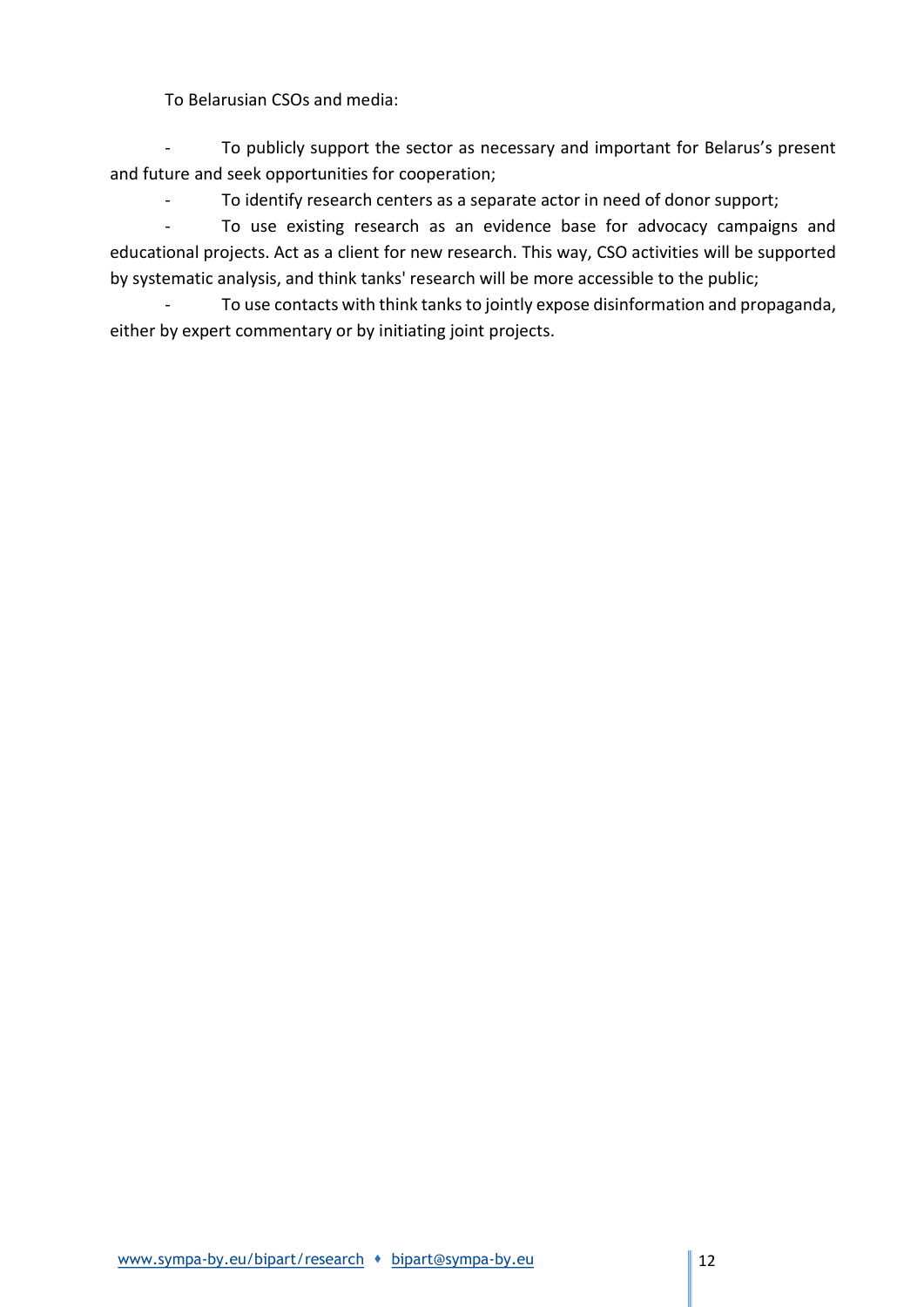To Belarusian CSOs and media:

- To publicly support the sector as necessary and important for Belarus’s present and future and seek opportunities for cooperation;
- To identify research centers as a separate actor in need of donor support;
- To use existing research as an evidence base for advocacy campaigns and educational projects. Act as a client for new research. This way, CSO activities will be supported by systematic analysis, and think tanks' research will be more accessible to the public;
- To use contacts with think tanks to jointly expose disinformation and propaganda, either by expert commentary or by initiating joint projects.